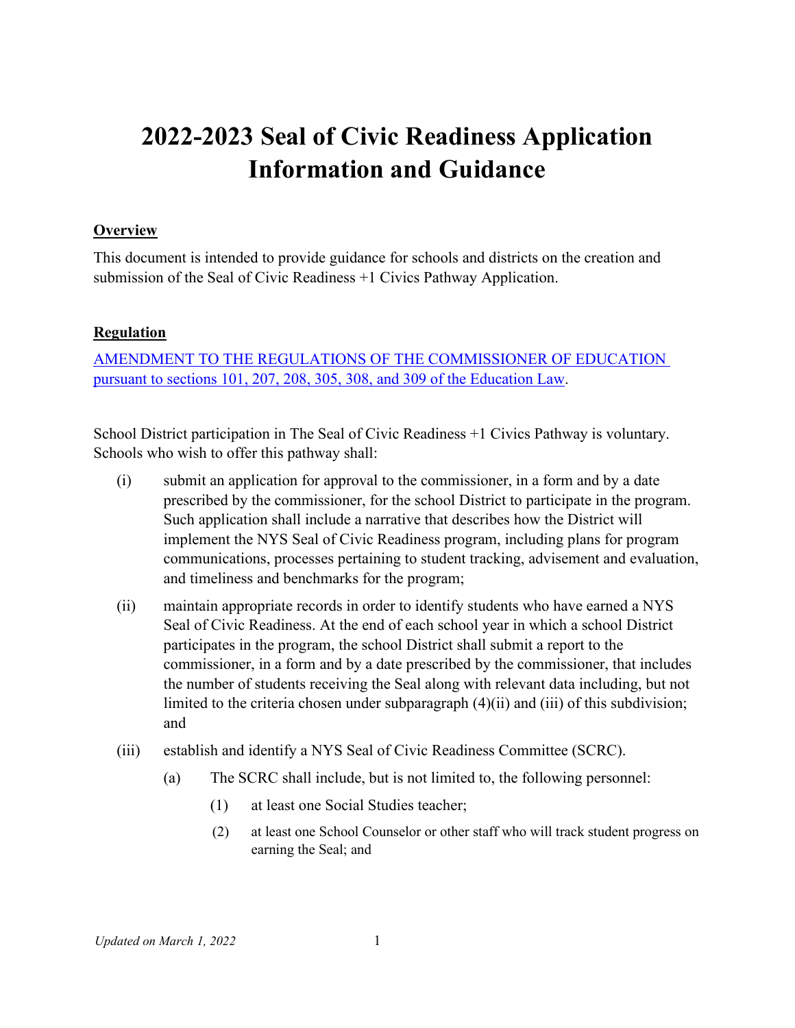# 2022-2023 Seal of Civic Readiness Application Information and Guidance

**Overview**

This document is intended to provide guidance for schools and districts on the creation and submission of the Seal of Civic Readiness +1 Civics Pathway Application.

**Regulation**

[AMENDMENT TO THE REGULATIONS OF THE COMMISSIONER OF EDUCATION pursuant to sections 101, 207, 208, 305, 308, and 309 of the Education Law]().

School District participation in The Seal of Civic Readiness +1 Civics Pathway is voluntary. Schools who wish to offer this pathway shall:

(i) submit an application for approval to the commissioner, in a form and by a date prescribed by the commissioner, for the school District to participate in the program. Such application shall include a narrative that describes how the District will implement the NYS Seal of Civic Readiness program, including plans for program communications, processes pertaining to student tracking, advisement and evaluation, and timeliness and benchmarks for the program;

(ii) maintain appropriate records in order to identify students who have earned a NYS Seal of Civic Readiness. At the end of each school year in which a school District participates in the program, the school District shall submit a report to the commissioner, in a form and by a date prescribed by the commissioner, that includes the number of students receiving the Seal along with relevant data including, but not limited to the criteria chosen under subparagraph (4)(ii) and (iii) of this subdivision; and

(iii) establish and identify a NYS Seal of Civic Readiness Committee (SCRC).

   (a) The SCRC shall include, but is not limited to, the following personnel:

      (1) at least one Social Studies teacher;

      (2) at least one School Counselor or other staff who will track student progress on earning the Seal; and

*Updated on March 1, 2022*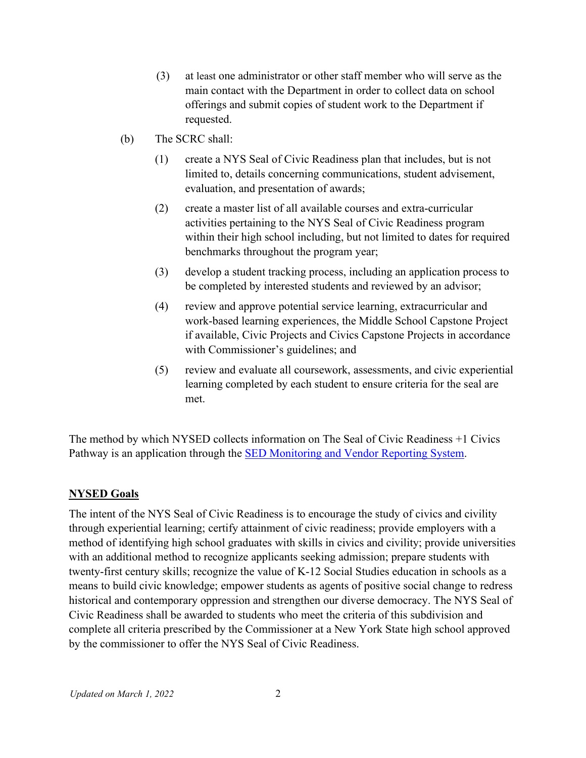(3) at least one administrator or other staff member who will serve as the main contact with the Department in order to collect data on school offerings and submit copies of student work to the Department if requested.

(b) The SCRC shall:

(1) create a NYS Seal of Civic Readiness plan that includes, but is not limited to, details concerning communications, student advisement, evaluation, and presentation of awards;

(2) create a master list of all available courses and extra-curricular activities pertaining to the NYS Seal of Civic Readiness program within their high school including, but not limited to dates for required benchmarks throughout the program year;

(3) develop a student tracking process, including an application process to be completed by interested students and reviewed by an advisor;

(4) review and approve potential service learning, extracurricular and work-based learning experiences, the Middle School Capstone Project if available, Civic Projects and Civics Capstone Projects in accordance with Commissioner's guidelines; and

(5) review and evaluate all coursework, assessments, and civic experiential learning completed by each student to ensure criteria for the seal are met.

The method by which NYSED collects information on The Seal of Civic Readiness +1 Civics Pathway is an application through the [SED Monitoring and Vendor Reporting System](#).

**NYSED Goals**

The intent of the NYS Seal of Civic Readiness is to encourage the study of civics and civility through experiential learning; certify attainment of civic readiness; provide employers with a method of identifying high school graduates with skills in civics and civility; provide universities with an additional method to recognize applicants seeking admission; prepare students with twenty-first century skills; recognize the value of K-12 Social Studies education in schools as a means to build civic knowledge; empower students as agents of positive social change to redress historical and contemporary oppression and strengthen our diverse democracy. The NYS Seal of Civic Readiness shall be awarded to students who meet the criteria of this subdivision and complete all criteria prescribed by the Commissioner at a New York State high school approved by the commissioner to offer the NYS Seal of Civic Readiness.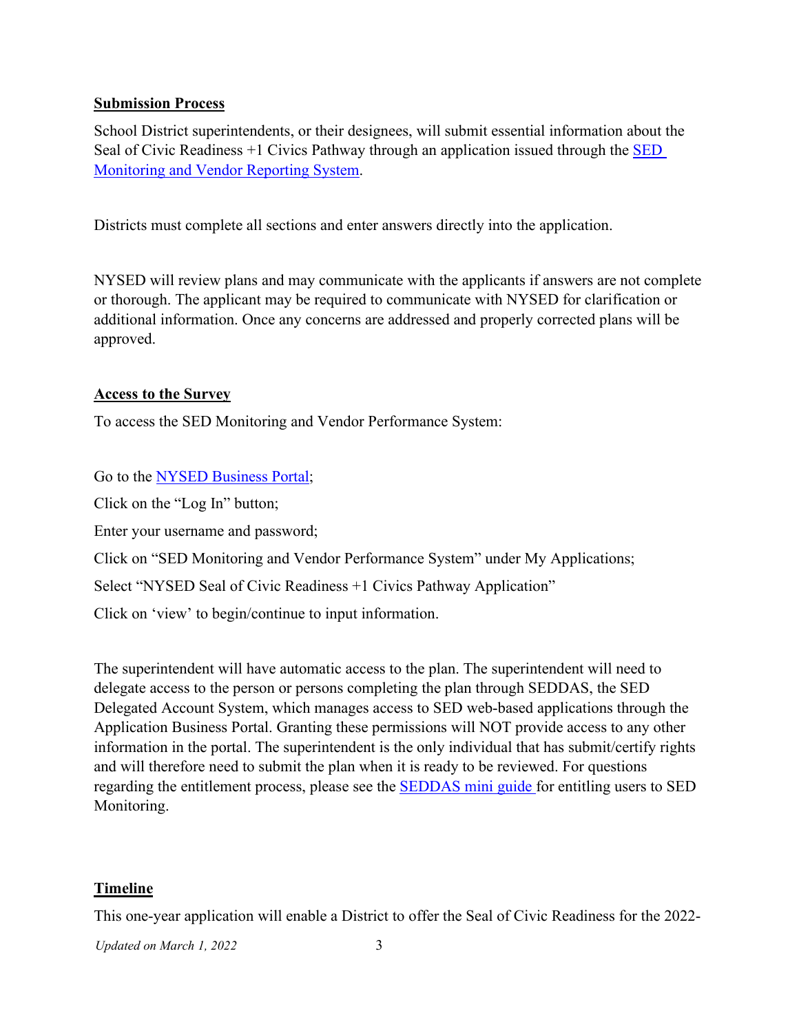**Submission Process**

School District superintendents, or their designees, will submit essential information about the Seal of Civic Readiness +1 Civics Pathway through an application issued through the [SED Monitoring and Vendor Reporting System](#).

Districts must complete all sections and enter answers directly into the application.

NYSED will review plans and may communicate with the applicants if answers are not complete or thorough. The applicant may be required to communicate with NYSED for clarification or additional information. Once any concerns are addressed and properly corrected plans will be approved.

**Access to the Survey**

To access the SED Monitoring and Vendor Performance System:

Go to the [NYSED Business Portal](#);

Click on the "Log In" button;

Enter your username and password;

Click on "SED Monitoring and Vendor Performance System" under My Applications;

Select "NYSED Seal of Civic Readiness +1 Civics Pathway Application"

Click on 'view' to begin/continue to input information.

The superintendent will have automatic access to the plan. The superintendent will need to delegate access to the person or persons completing the plan through SEDDAS, the SED Delegated Account System, which manages access to SED web-based applications through the Application Business Portal. Granting these permissions will NOT provide access to any other information in the portal. The superintendent is the only individual that has submit/certify rights and will therefore need to submit the plan when it is ready to be reviewed. For questions regarding the entitlement process, please see the [SEDDAS mini guide](#) for entitling users to SED Monitoring.

**Timeline**

This one-year application will enable a District to offer the Seal of Civic Readiness for the 2022-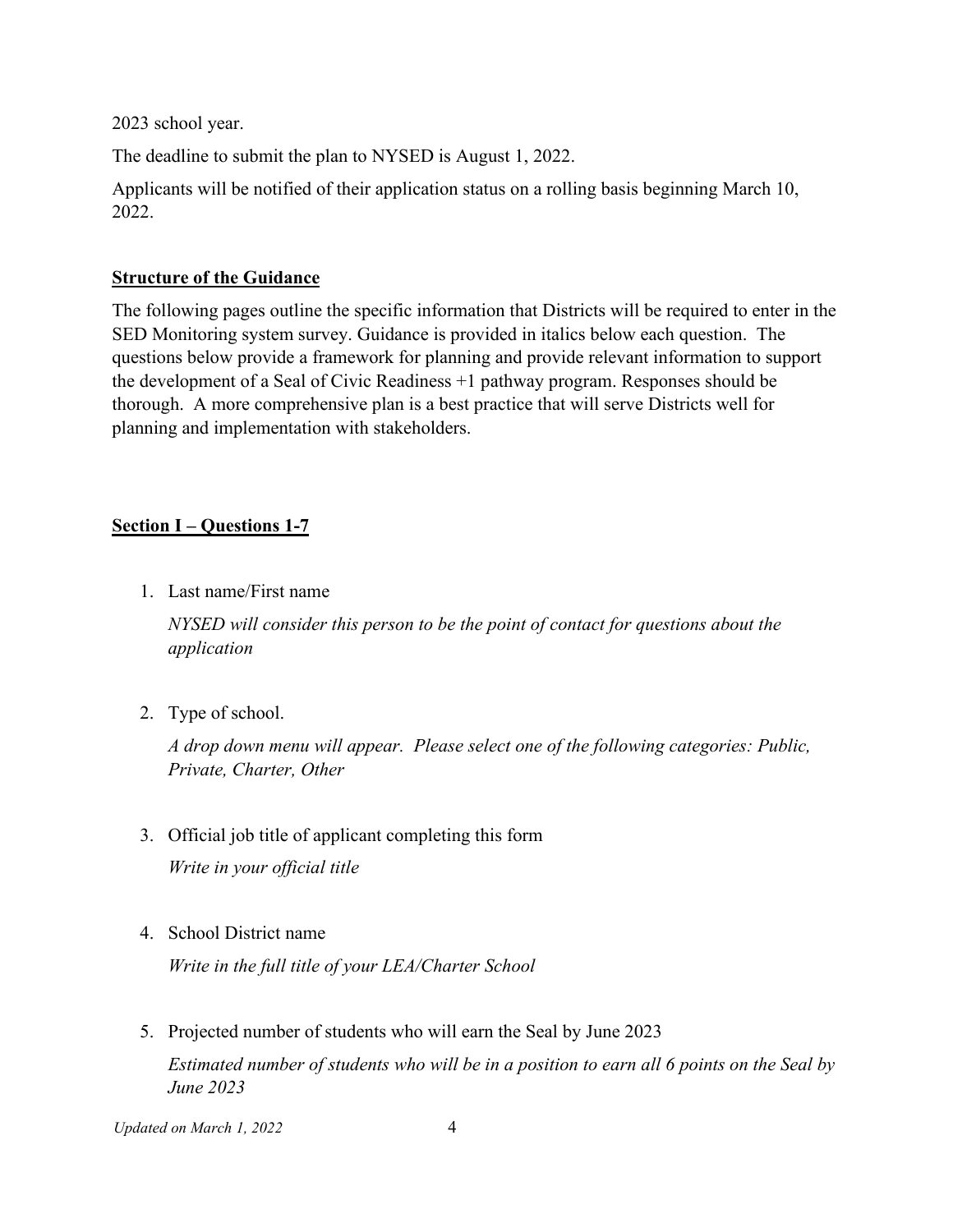2023 school year.

The deadline to submit the plan to NYSED is August 1, 2022.

Applicants will be notified of their application status on a rolling basis beginning March 10, 2022.

## Structure of the Guidance

The following pages outline the specific information that Districts will be required to enter in the SED Monitoring system survey. Guidance is provided in italics below each question. The questions below provide a framework for planning and provide relevant information to support the development of a Seal of Civic Readiness +1 pathway program. Responses should be thorough. A more comprehensive plan is a best practice that will serve Districts well for planning and implementation with stakeholders.

## Section I – Questions 1-7

1. Last name/First name

   *NYSED will consider this person to be the point of contact for questions about the application*

2. Type of school.

   *A drop down menu will appear. Please select one of the following categories: Public, Private, Charter, Other*

3. Official job title of applicant completing this form

   *Write in your official title*

4. School District name

   *Write in the full title of your LEA/Charter School*

5. Projected number of students who will earn the Seal by June 2023

   *Estimated number of students who will be in a position to earn all 6 points on the Seal by June 2023*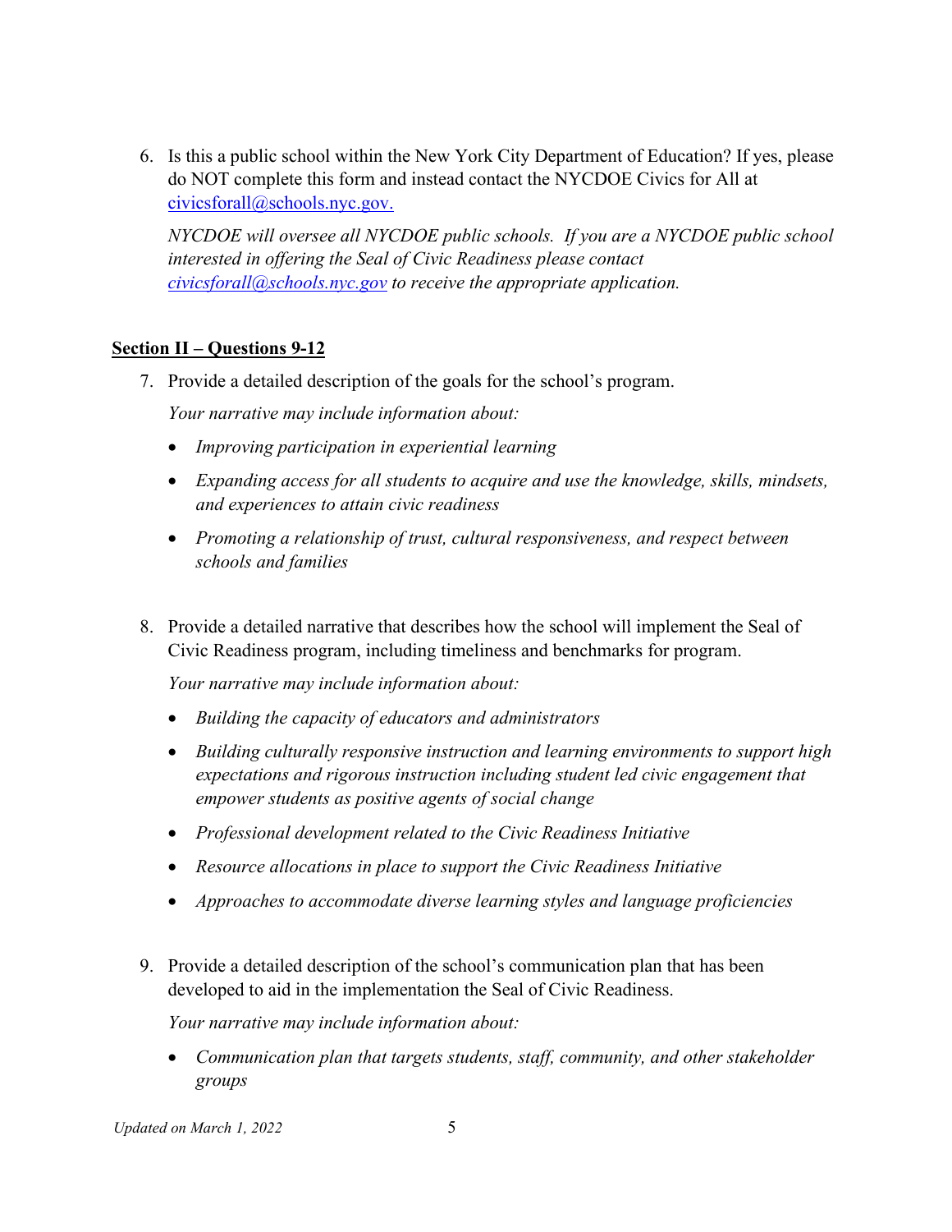6. Is this a public school within the New York City Department of Education? If yes, please do NOT complete this form and instead contact the NYCDOE Civics for All at civicsforall@schools.nyc.gov.

   *NYCDOE will oversee all NYCDOE public schools. If you are a NYCDOE public school interested in offering the Seal of Civic Readiness please contact civicsforall@schools.nyc.gov to receive the appropriate application.*

**Section II – Questions 9-12**

7. Provide a detailed description of the goals for the school's program.

   *Your narrative may include information about:*

   - *Improving participation in experiential learning*
   - *Expanding access for all students to acquire and use the knowledge, skills, mindsets, and experiences to attain civic readiness*
   - *Promoting a relationship of trust, cultural responsiveness, and respect between schools and families*

8. Provide a detailed narrative that describes how the school will implement the Seal of Civic Readiness program, including timeliness and benchmarks for program.

   *Your narrative may include information about:*

   - *Building the capacity of educators and administrators*
   - *Building culturally responsive instruction and learning environments to support high expectations and rigorous instruction including student led civic engagement that empower students as positive agents of social change*
   - *Professional development related to the Civic Readiness Initiative*
   - *Resource allocations in place to support the Civic Readiness Initiative*
   - *Approaches to accommodate diverse learning styles and language proficiencies*

9. Provide a detailed description of the school's communication plan that has been developed to aid in the implementation the Seal of Civic Readiness.

   *Your narrative may include information about:*

   - *Communication plan that targets students, staff, community, and other stakeholder groups*

*Updated on March 1, 2022*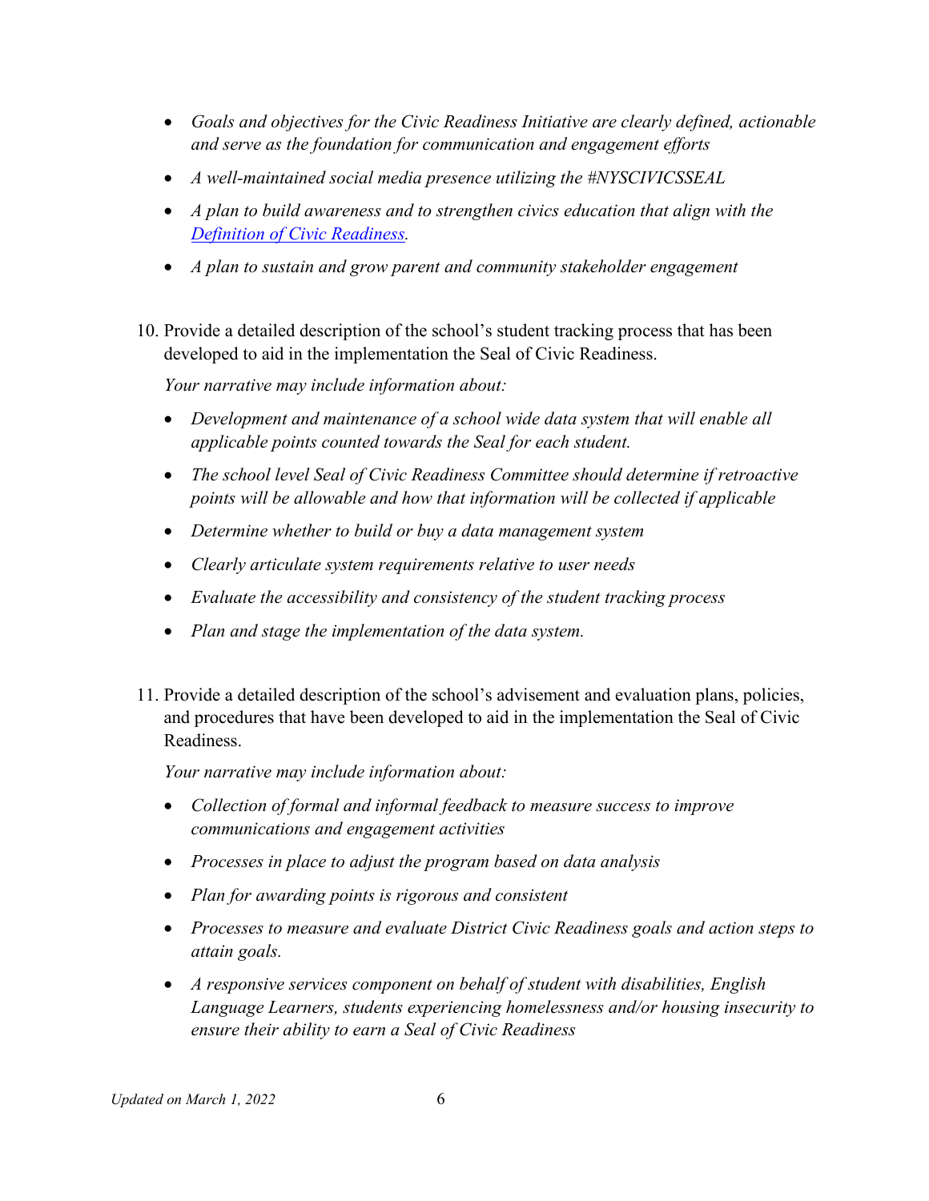- *Goals and objectives for the Civic Readiness Initiative are clearly defined, actionable and serve as the foundation for communication and engagement efforts*
- *A well-maintained social media presence utilizing the #NYSCIVICSSEAL*
- *A plan to build awareness and to strengthen civics education that align with the [Definition of Civic Readiness](#).*
- *A plan to sustain and grow parent and community stakeholder engagement*

10. Provide a detailed description of the school's student tracking process that has been developed to aid in the implementation the Seal of Civic Readiness.

    *Your narrative may include information about:*

    - *Development and maintenance of a school wide data system that will enable all applicable points counted towards the Seal for each student.*
    - *The school level Seal of Civic Readiness Committee should determine if retroactive points will be allowable and how that information will be collected if applicable*
    - *Determine whether to build or buy a data management system*
    - *Clearly articulate system requirements relative to user needs*
    - *Evaluate the accessibility and consistency of the student tracking process*
    - *Plan and stage the implementation of the data system.*

11. Provide a detailed description of the school's advisement and evaluation plans, policies, and procedures that have been developed to aid in the implementation the Seal of Civic Readiness.

    *Your narrative may include information about:*

    - *Collection of formal and informal feedback to measure success to improve communications and engagement activities*
    - *Processes in place to adjust the program based on data analysis*
    - *Plan for awarding points is rigorous and consistent*
    - *Processes to measure and evaluate District Civic Readiness goals and action steps to attain goals.*
    - *A responsive services component on behalf of student with disabilities, English Language Learners, students experiencing homelessness and/or housing insecurity to ensure their ability to earn a Seal of Civic Readiness*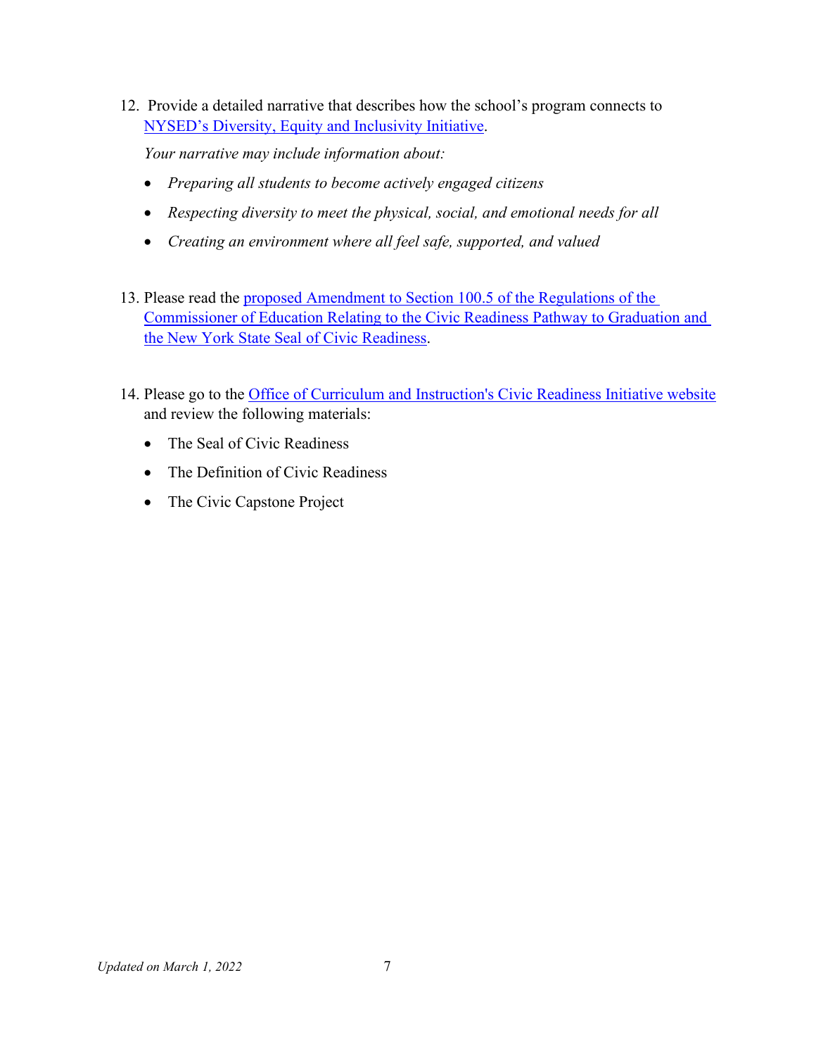12. Provide a detailed narrative that describes how the school's program connects to NYSED's Diversity, Equity and Inclusivity Initiative.

    *Your narrative may include information about:*

    - *Preparing all students to become actively engaged citizens*
    - *Respecting diversity to meet the physical, social, and emotional needs for all*
    - *Creating an environment where all feel safe, supported, and valued*

13. Please read the proposed Amendment to Section 100.5 of the Regulations of the Commissioner of Education Relating to the Civic Readiness Pathway to Graduation and the New York State Seal of Civic Readiness.

14. Please go to the Office of Curriculum and Instruction's Civic Readiness Initiative website and review the following materials:

    - The Seal of Civic Readiness
    - The Definition of Civic Readiness
    - The Civic Capstone Project